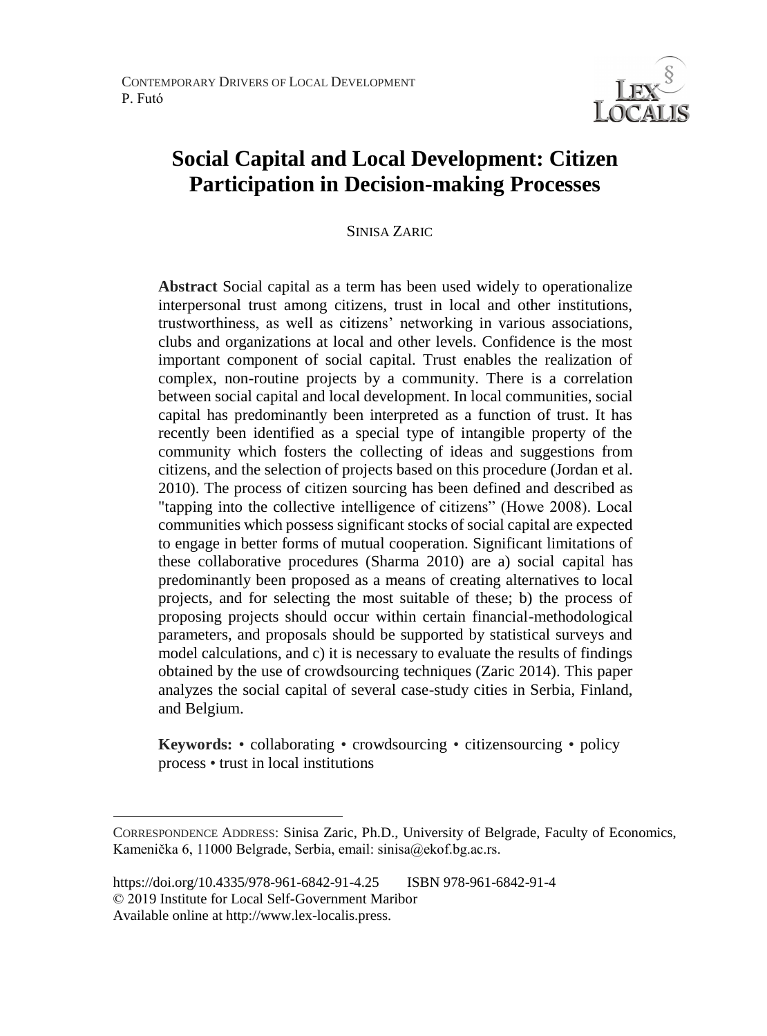# Social Capital and Local Development: Citizen Participation in Decision-making Processes

SINISA ZARIC

**Abstract** Social capital as a term has been used widely to operationalize interpersonal trust among citizens, trust in local and other institutions, trustworthiness, as well as citizens' networking in various associations, clubs and organizations at local and other levels. Confidence is the most important component of social capital. Trust enables the realization of complex, non-routine projects by a community. There is a correlation between social capital and local development. In local communities, social capital has predominantly been interpreted as a function of trust. It has recently been identified as a special type of intangible property of the community which fosters the collecting of ideas and suggestions from citizens, and the selection of projects based on this procedure (Jordan et al. 2010). The process of citizen sourcing has been defined and described as "tapping into the collective intelligence of citizens" (Howe 2008). Local communities which possess significant stocks of social capital are expected to engage in better forms of mutual cooperation. Significant limitations of these collaborative procedures (Sharma 2010) are a) social capital has predominantly been proposed as a means of creating alternatives to local projects, and for selecting the most suitable of these; b) the process of proposing projects should occur within certain financial-methodological parameters, and proposals should be supported by statistical surveys and model calculations, and c) it is necessary to evaluate the results of findings obtained by the use of crowdsourcing techniques (Zaric 2014). This paper analyzes the social capital of several case-study cities in Serbia, Finland, and Belgium.

**Keywords:** • collaborating • crowdsourcing • citizensourcing • policy process • trust in local institutions

---

CORRESPONDENCE ADDRESS: Sinisa Zaric, Ph.D., University of Belgrade, Faculty of Economics, Kamenička 6, 11000 Belgrade, Serbia, email: sinisa@ekof.bg.ac.rs.

https://doi.org/10.4335/978-961-6842-91-4.25 ISBN 978-961-6842-91-4
© 2019 Institute for Local Self-Government Maribor
Available online at http://www.lex-localis.press.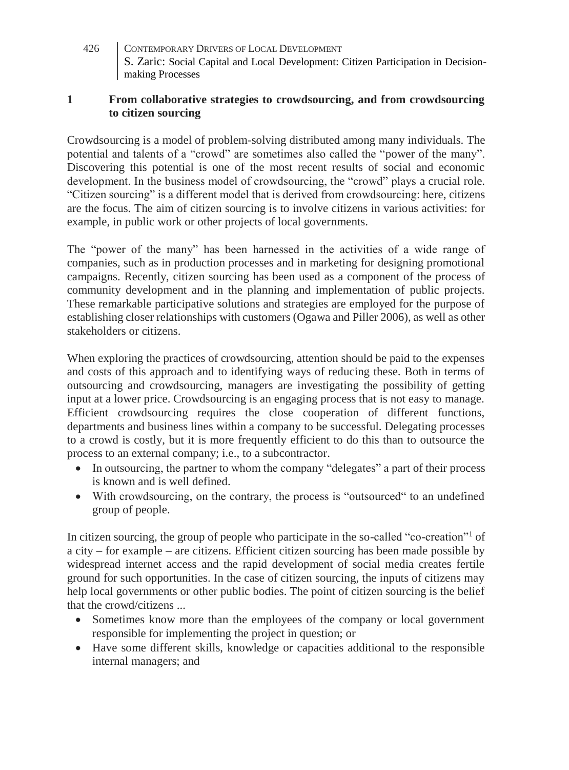## 1 From collaborative strategies to crowdsourcing, and from crowdsourcing to citizen sourcing

Crowdsourcing is a model of problem-solving distributed among many individuals. The potential and talents of a "crowd" are sometimes also called the "power of the many". Discovering this potential is one of the most recent results of social and economic development. In the business model of crowdsourcing, the "crowd" plays a crucial role. "Citizen sourcing" is a different model that is derived from crowdsourcing: here, citizens are the focus. The aim of citizen sourcing is to involve citizens in various activities: for example, in public work or other projects of local governments.

The "power of the many" has been harnessed in the activities of a wide range of companies, such as in production processes and in marketing for designing promotional campaigns. Recently, citizen sourcing has been used as a component of the process of community development and in the planning and implementation of public projects. These remarkable participative solutions and strategies are employed for the purpose of establishing closer relationships with customers (Ogawa and Piller 2006), as well as other stakeholders or citizens.

When exploring the practices of crowdsourcing, attention should be paid to the expenses and costs of this approach and to identifying ways of reducing these. Both in terms of outsourcing and crowdsourcing, managers are investigating the possibility of getting input at a lower price. Crowdsourcing is an engaging process that is not easy to manage. Efficient crowdsourcing requires the close cooperation of different functions, departments and business lines within a company to be successful. Delegating processes to a crowd is costly, but it is more frequently efficient to do this than to outsource the process to an external company; i.e., to a subcontractor.

- In outsourcing, the partner to whom the company "delegates" a part of their process is known and is well defined.
- With crowdsourcing, on the contrary, the process is "outsourced" to an undefined group of people.

In citizen sourcing, the group of people who participate in the so-called "co-creation"[1] of a city – for example – are citizens. Efficient citizen sourcing has been made possible by widespread internet access and the rapid development of social media creates fertile ground for such opportunities. In the case of citizen sourcing, the inputs of citizens may help local governments or other public bodies. The point of citizen sourcing is the belief that the crowd/citizens ...

- Sometimes know more than the employees of the company or local government responsible for implementing the project in question; or
- Have some different skills, knowledge or capacities additional to the responsible internal managers; and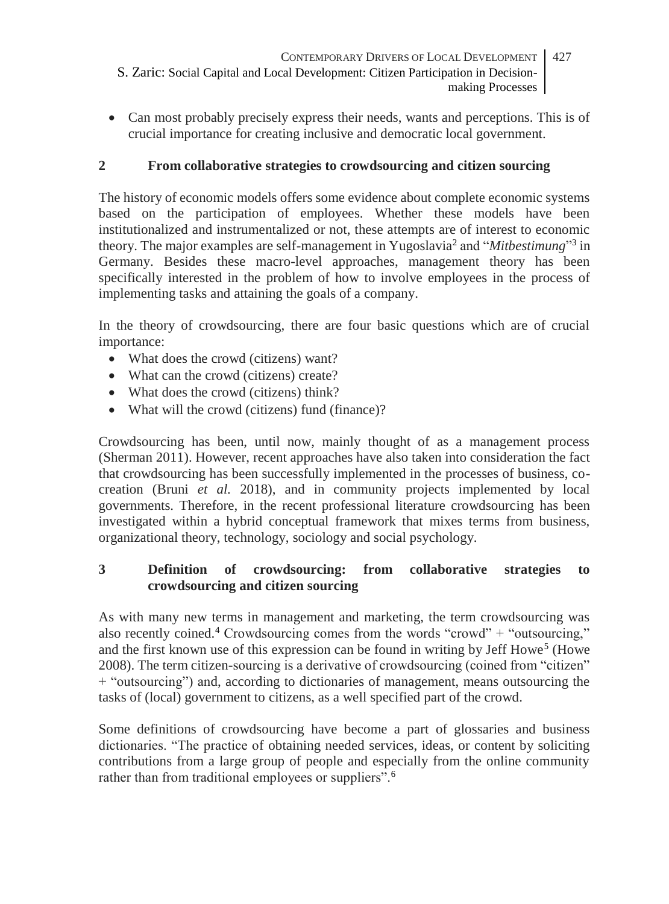- Can most probably precisely express their needs, wants and perceptions. This is of crucial importance for creating inclusive and democratic local government.

## 2 From collaborative strategies to crowdsourcing and citizen sourcing

The history of economic models offers some evidence about complete economic systems based on the participation of employees. Whether these models have been institutionalized and instrumentalized or not, these attempts are of interest to economic theory. The major examples are self-management in Yugoslavia[2] and "*Mitbestimung*"[3] in Germany. Besides these macro-level approaches, management theory has been specifically interested in the problem of how to involve employees in the process of implementing tasks and attaining the goals of a company.

In the theory of crowdsourcing, there are four basic questions which are of crucial importance:

- What does the crowd (citizens) want?
- What can the crowd (citizens) create?
- What does the crowd (citizens) think?
- What will the crowd (citizens) fund (finance)?

Crowdsourcing has been, until now, mainly thought of as a management process (Sherman 2011). However, recent approaches have also taken into consideration the fact that crowdsourcing has been successfully implemented in the processes of business, co-creation (Bruni *et al.* 2018), and in community projects implemented by local governments. Therefore, in the recent professional literature crowdsourcing has been investigated within a hybrid conceptual framework that mixes terms from business, organizational theory, technology, sociology and social psychology.

## 3 Definition of crowdsourcing: from collaborative strategies to crowdsourcing and citizen sourcing

As with many new terms in management and marketing, the term crowdsourcing was also recently coined.[4] Crowdsourcing comes from the words "crowd" + "outsourcing," and the first known use of this expression can be found in writing by Jeff Howe[5] (Howe 2008). The term citizen-sourcing is a derivative of crowdsourcing (coined from "citizen" + "outsourcing") and, according to dictionaries of management, means outsourcing the tasks of (local) government to citizens, as a well specified part of the crowd.

Some definitions of crowdsourcing have become a part of glossaries and business dictionaries. "The practice of obtaining needed services, ideas, or content by soliciting contributions from a large group of people and especially from the online community rather than from traditional employees or suppliers".[6]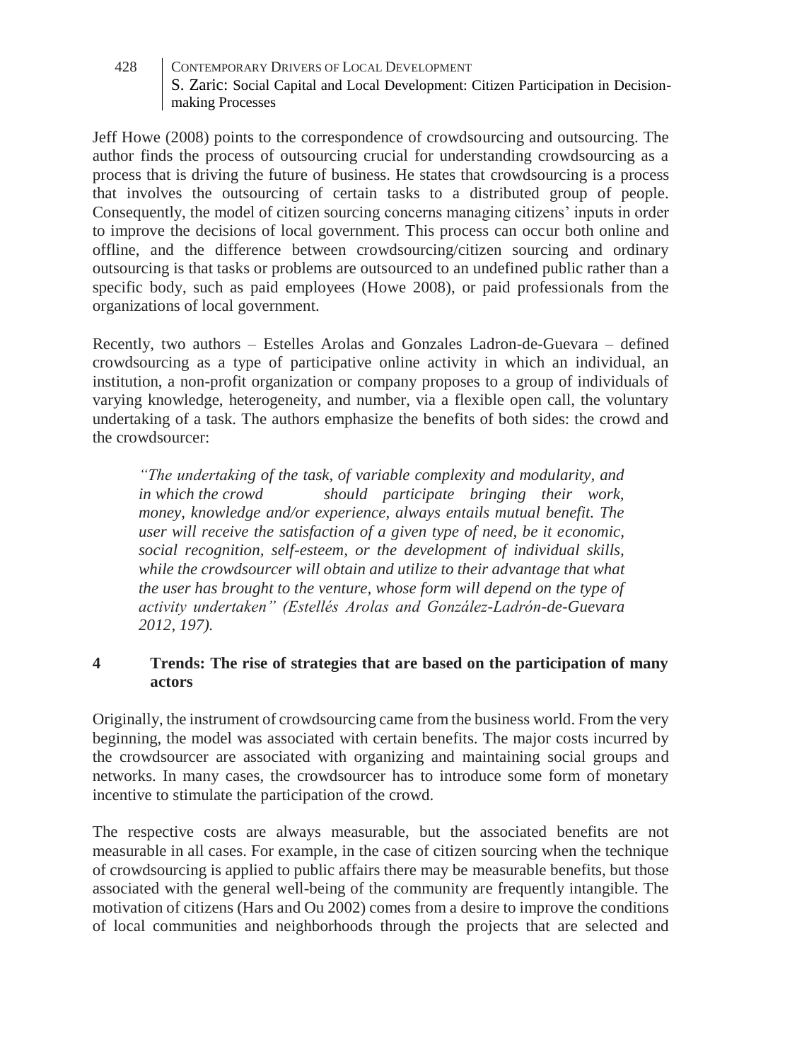Jeff Howe (2008) points to the correspondence of crowdsourcing and outsourcing. The author finds the process of outsourcing crucial for understanding crowdsourcing as a process that is driving the future of business. He states that crowdsourcing is a process that involves the outsourcing of certain tasks to a distributed group of people. Consequently, the model of citizen sourcing concerns managing citizens' inputs in order to improve the decisions of local government. This process can occur both online and offline, and the difference between crowdsourcing/citizen sourcing and ordinary outsourcing is that tasks or problems are outsourced to an undefined public rather than a specific body, such as paid employees (Howe 2008), or paid professionals from the organizations of local government.

Recently, two authors – Estelles Arolas and Gonzales Ladron-de-Guevara – defined crowdsourcing as a type of participative online activity in which an individual, an institution, a non-profit organization or company proposes to a group of individuals of varying knowledge, heterogeneity, and number, via a flexible open call, the voluntary undertaking of a task. The authors emphasize the benefits of both sides: the crowd and the crowdsourcer:

> *"The undertaking of the task, of variable complexity and modularity, and in which the crowd should participate bringing their work, money, knowledge and/or experience, always entails mutual benefit. The user will receive the satisfaction of a given type of need, be it economic, social recognition, self-esteem, or the development of individual skills, while the crowdsourcer will obtain and utilize to their advantage that what the user has brought to the venture, whose form will depend on the type of activity undertaken" (Estellés Arolas and González-Ladrón-de-Guevara 2012, 197).*

## 4 Trends: The rise of strategies that are based on the participation of many actors

Originally, the instrument of crowdsourcing came from the business world. From the very beginning, the model was associated with certain benefits. The major costs incurred by the crowdsourcer are associated with organizing and maintaining social groups and networks. In many cases, the crowdsourcer has to introduce some form of monetary incentive to stimulate the participation of the crowd.

The respective costs are always measurable, but the associated benefits are not measurable in all cases. For example, in the case of citizen sourcing when the technique of crowdsourcing is applied to public affairs there may be measurable benefits, but those associated with the general well-being of the community are frequently intangible. The motivation of citizens (Hars and Ou 2002) comes from a desire to improve the conditions of local communities and neighborhoods through the projects that are selected and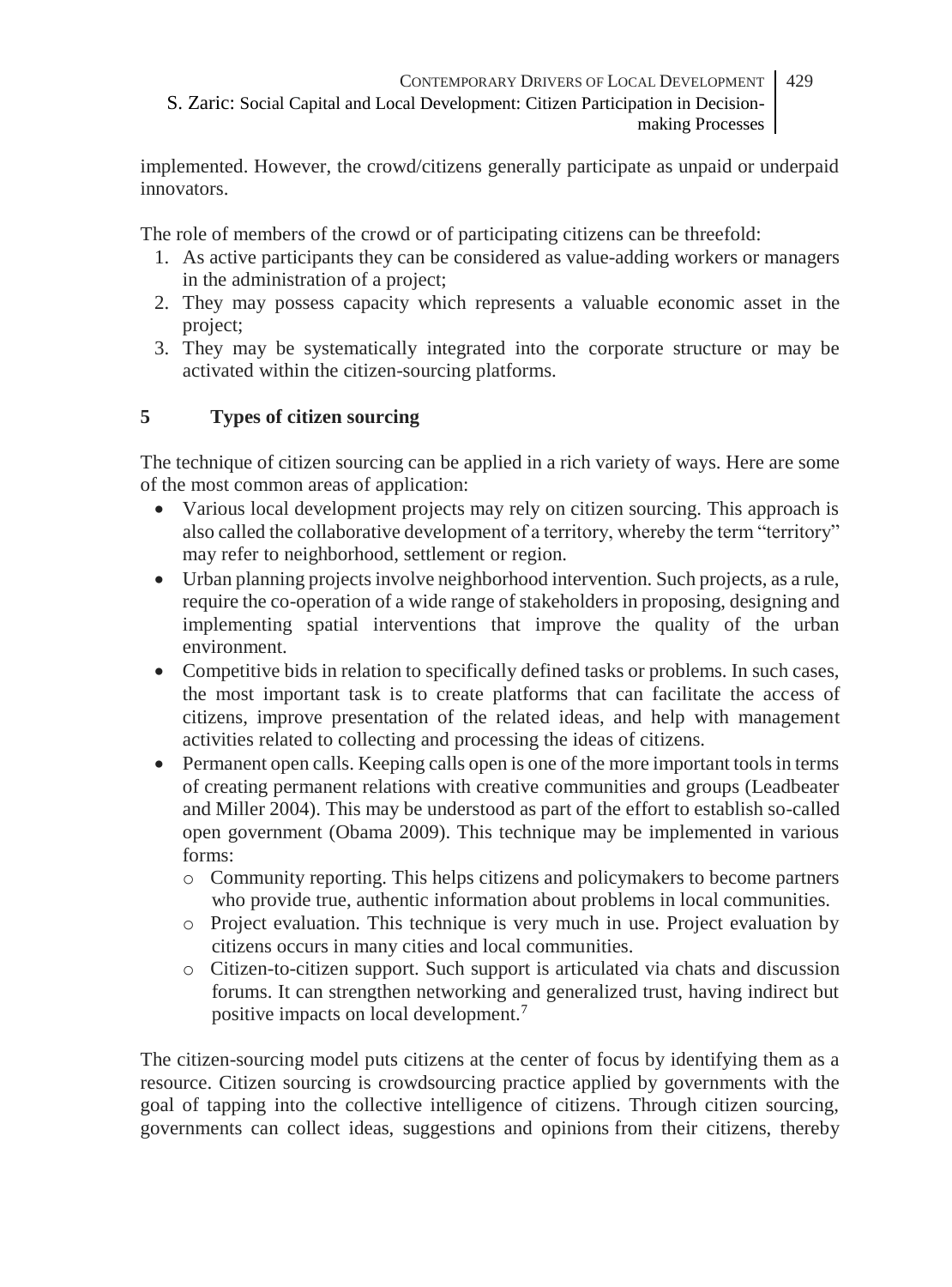implemented. However, the crowd/citizens generally participate as unpaid or underpaid innovators.

The role of members of the crowd or of participating citizens can be threefold:

1. As active participants they can be considered as value-adding workers or managers in the administration of a project;
2. They may possess capacity which represents a valuable economic asset in the project;
3. They may be systematically integrated into the corporate structure or may be activated within the citizen-sourcing platforms.

## 5 Types of citizen sourcing

The technique of citizen sourcing can be applied in a rich variety of ways. Here are some of the most common areas of application:

- Various local development projects may rely on citizen sourcing. This approach is also called the collaborative development of a territory, whereby the term "territory" may refer to neighborhood, settlement or region.
- Urban planning projects involve neighborhood intervention. Such projects, as a rule, require the co-operation of a wide range of stakeholders in proposing, designing and implementing spatial interventions that improve the quality of the urban environment.
- Competitive bids in relation to specifically defined tasks or problems. In such cases, the most important task is to create platforms that can facilitate the access of citizens, improve presentation of the related ideas, and help with management activities related to collecting and processing the ideas of citizens.
- Permanent open calls. Keeping calls open is one of the more important tools in terms of creating permanent relations with creative communities and groups (Leadbeater and Miller 2004). This may be understood as part of the effort to establish so-called open government (Obama 2009). This technique may be implemented in various forms:
  - Community reporting. This helps citizens and policymakers to become partners who provide true, authentic information about problems in local communities.
  - Project evaluation. This technique is very much in use. Project evaluation by citizens occurs in many cities and local communities.
  - Citizen-to-citizen support. Such support is articulated via chats and discussion forums. It can strengthen networking and generalized trust, having indirect but positive impacts on local development.[7]

The citizen-sourcing model puts citizens at the center of focus by identifying them as a resource. Citizen sourcing is crowdsourcing practice applied by governments with the goal of tapping into the collective intelligence of citizens. Through citizen sourcing, governments can collect ideas, suggestions and opinions from their citizens, thereby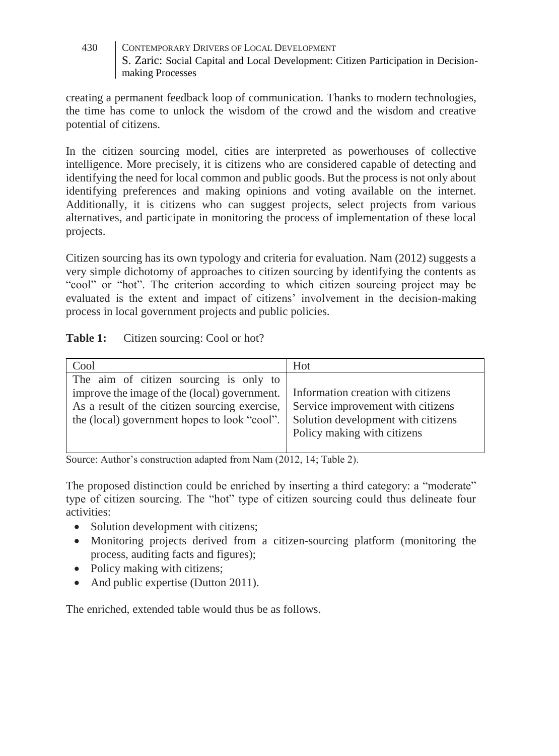creating a permanent feedback loop of communication. Thanks to modern technologies, the time has come to unlock the wisdom of the crowd and the wisdom and creative potential of citizens.

In the citizen sourcing model, cities are interpreted as powerhouses of collective intelligence. More precisely, it is citizens who are considered capable of detecting and identifying the need for local common and public goods. But the process is not only about identifying preferences and making opinions and voting available on the internet. Additionally, it is citizens who can suggest projects, select projects from various alternatives, and participate in monitoring the process of implementation of these local projects.

Citizen sourcing has its own typology and criteria for evaluation. Nam (2012) suggests a very simple dichotomy of approaches to citizen sourcing by identifying the contents as "cool" or "hot". The criterion according to which citizen sourcing project may be evaluated is the extent and impact of citizens' involvement in the decision-making process in local government projects and public policies.

**Table 1:** Citizen sourcing: Cool or hot?

| Cool | Hot |
|---|---|
| The aim of citizen sourcing is only to improve the image of the (local) government. As a result of the citizen sourcing exercise, the (local) government hopes to look "cool". | Information creation with citizens<br>Service improvement with citizens<br>Solution development with citizens<br>Policy making with citizens |

Source: Author's construction adapted from Nam (2012, 14; Table 2).

The proposed distinction could be enriched by inserting a third category: a "moderate" type of citizen sourcing. The "hot" type of citizen sourcing could thus delineate four activities:

- Solution development with citizens;
- Monitoring projects derived from a citizen-sourcing platform (monitoring the process, auditing facts and figures);
- Policy making with citizens;
- And public expertise (Dutton 2011).

The enriched, extended table would thus be as follows.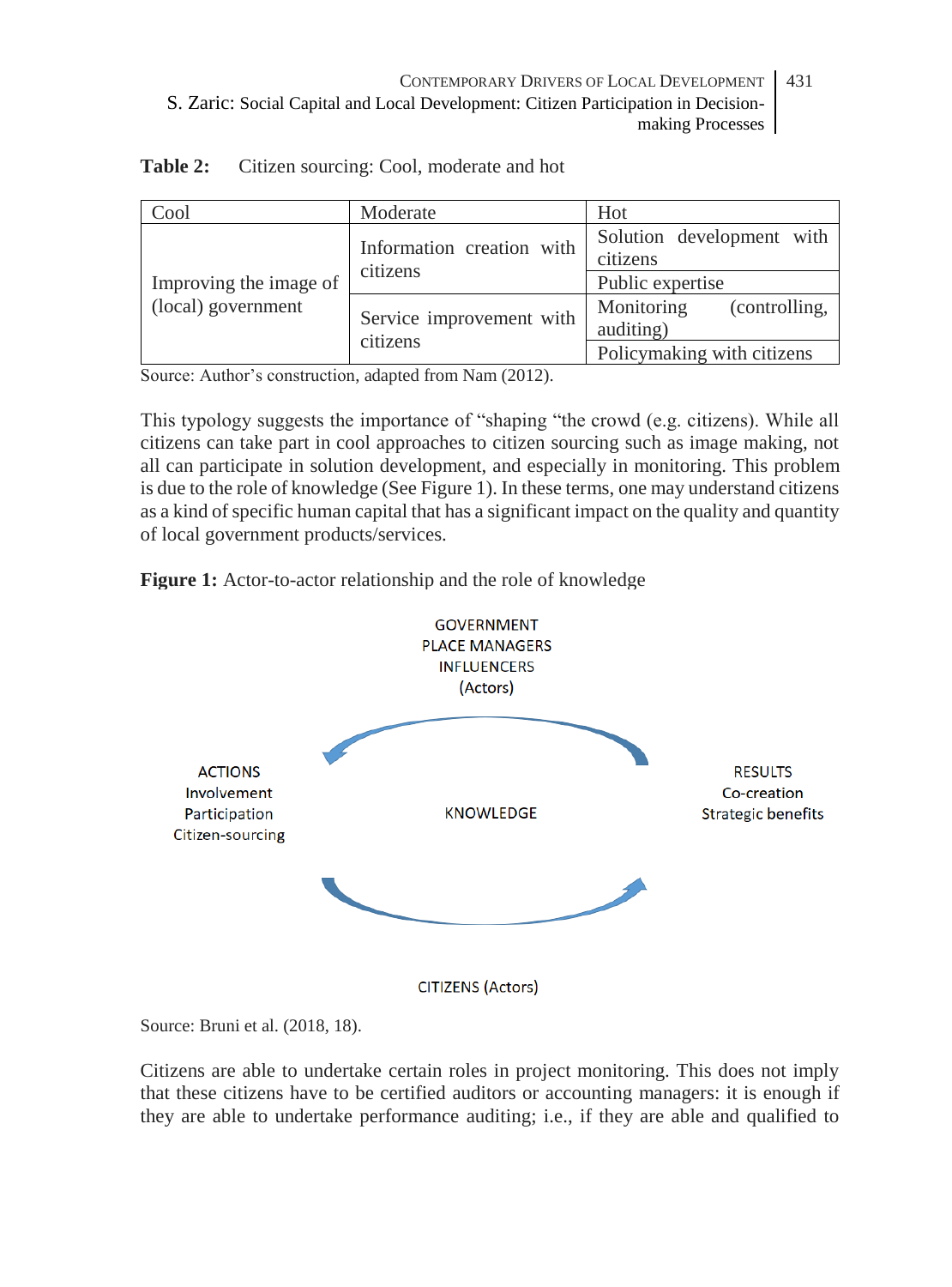**Table 2:** Citizen sourcing: Cool, moderate and hot

| Cool | Moderate | Hot |
| --- | --- | --- |
| Improving the image of (local) government | Information creation with citizens | Solution development with citizens |
| | | Public expertise |
| | Service improvement with citizens | Monitoring (controlling, auditing) |
| | | Policymaking with citizens |

Source: Author's construction, adapted from Nam (2012).

This typology suggests the importance of "shaping "the crowd (e.g. citizens). While all citizens can take part in cool approaches to citizen sourcing such as image making, not all can participate in solution development, and especially in monitoring. This problem is due to the role of knowledge (See Figure 1). In these terms, one may understand citizens as a kind of specific human capital that has a significant impact on the quality and quantity of local government products/services.

**Figure 1:** Actor-to-actor relationship and the role of knowledge

GOVERNMENT
PLACE MANAGERS
INFLUENCERS
(Actors)

ACTIONS
Involvement
Participation
Citizen-sourcing

KNOWLEDGE

RESULTS
Co-creation
Strategic benefits

CITIZENS (Actors)

Source: Bruni et al. (2018, 18).

Citizens are able to undertake certain roles in project monitoring. This does not imply that these citizens have to be certified auditors or accounting managers: it is enough if they are able to undertake performance auditing; i.e., if they are able and qualified to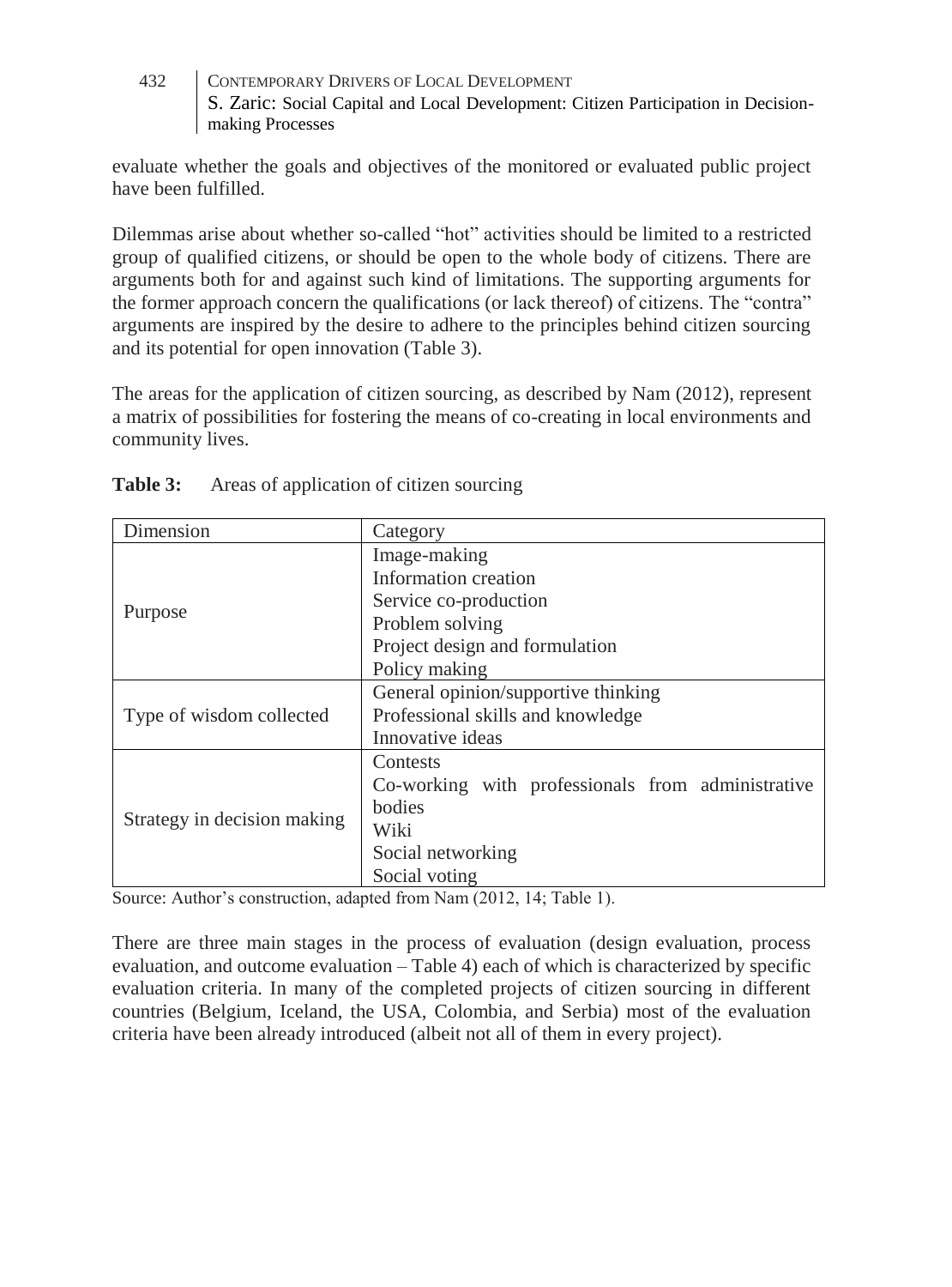evaluate whether the goals and objectives of the monitored or evaluated public project have been fulfilled.

Dilemmas arise about whether so-called "hot" activities should be limited to a restricted group of qualified citizens, or should be open to the whole body of citizens. There are arguments both for and against such kind of limitations. The supporting arguments for the former approach concern the qualifications (or lack thereof) of citizens. The "contra" arguments are inspired by the desire to adhere to the principles behind citizen sourcing and its potential for open innovation (Table 3).

The areas for the application of citizen sourcing, as described by Nam (2012), represent a matrix of possibilities for fostering the means of co-creating in local environments and community lives.

**Table 3:** Areas of application of citizen sourcing

| Dimension | Category |
|---|---|
| Purpose | Image-making<br>Information creation<br>Service co-production<br>Problem solving<br>Project design and formulation<br>Policy making |
| Type of wisdom collected | General opinion/supportive thinking<br>Professional skills and knowledge<br>Innovative ideas |
| Strategy in decision making | Contests<br>Co-working with professionals from administrative bodies<br>Wiki<br>Social networking<br>Social voting |

Source: Author's construction, adapted from Nam (2012, 14; Table 1).

There are three main stages in the process of evaluation (design evaluation, process evaluation, and outcome evaluation – Table 4) each of which is characterized by specific evaluation criteria. In many of the completed projects of citizen sourcing in different countries (Belgium, Iceland, the USA, Colombia, and Serbia) most of the evaluation criteria have been already introduced (albeit not all of them in every project).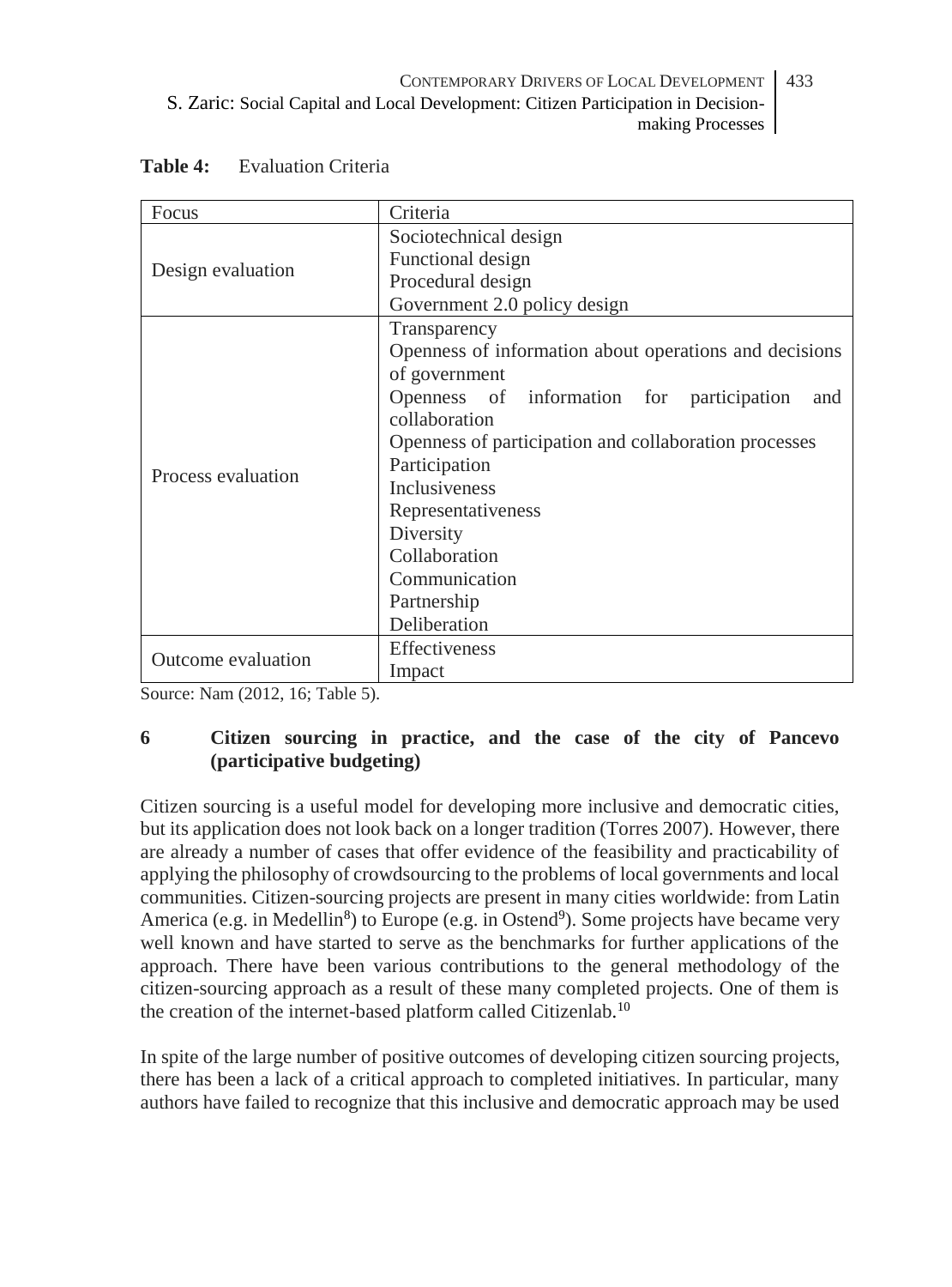**Table 4:** Evaluation Criteria

| Focus | Criteria |
|---|---|
| Design evaluation | Sociotechnical design<br>Functional design<br>Procedural design<br>Government 2.0 policy design |
| Process evaluation | Transparency<br>Openness of information about operations and decisions of government<br>Openness of information for participation and collaboration<br>Openness of participation and collaboration processes<br>Participation<br>Inclusiveness<br>Representativeness<br>Diversity<br>Collaboration<br>Communication<br>Partnership<br>Deliberation |
| Outcome evaluation | Effectiveness<br>Impact |

Source: Nam (2012, 16; Table 5).

## 6 Citizen sourcing in practice, and the case of the city of Pancevo (participative budgeting)

Citizen sourcing is a useful model for developing more inclusive and democratic cities, but its application does not look back on a longer tradition (Torres 2007). However, there are already a number of cases that offer evidence of the feasibility and practicability of applying the philosophy of crowdsourcing to the problems of local governments and local communities. Citizen-sourcing projects are present in many cities worldwide: from Latin America (e.g. in Medellin[8]) to Europe (e.g. in Ostend[9]). Some projects have became very well known and have started to serve as the benchmarks for further applications of the approach. There have been various contributions to the general methodology of the citizen-sourcing approach as a result of these many completed projects. One of them is the creation of the internet-based platform called Citizenlab.[10]

In spite of the large number of positive outcomes of developing citizen sourcing projects, there has been a lack of a critical approach to completed initiatives. In particular, many authors have failed to recognize that this inclusive and democratic approach may be used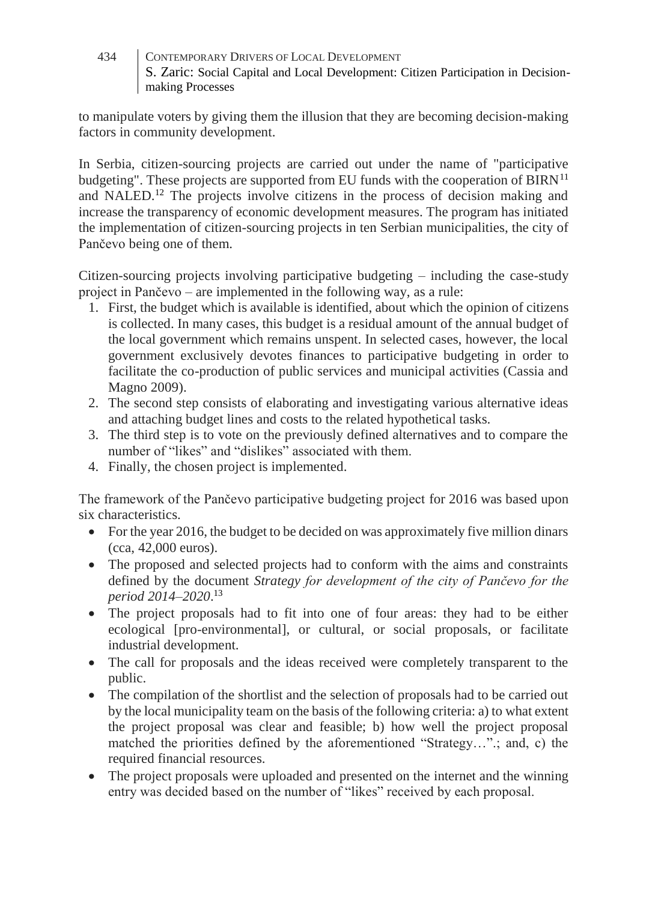to manipulate voters by giving them the illusion that they are becoming decision-making factors in community development.

In Serbia, citizen-sourcing projects are carried out under the name of "participative budgeting". These projects are supported from EU funds with the cooperation of BIRN[11] and NALED.[12] The projects involve citizens in the process of decision making and increase the transparency of economic development measures. The program has initiated the implementation of citizen-sourcing projects in ten Serbian municipalities, the city of Pančevo being one of them.

Citizen-sourcing projects involving participative budgeting – including the case-study project in Pančevo – are implemented in the following way, as a rule:

1. First, the budget which is available is identified, about which the opinion of citizens is collected. In many cases, this budget is a residual amount of the annual budget of the local government which remains unspent. In selected cases, however, the local government exclusively devotes finances to participative budgeting in order to facilitate the co-production of public services and municipal activities (Cassia and Magno 2009).
2. The second step consists of elaborating and investigating various alternative ideas and attaching budget lines and costs to the related hypothetical tasks.
3. The third step is to vote on the previously defined alternatives and to compare the number of "likes" and "dislikes" associated with them.
4. Finally, the chosen project is implemented.

The framework of the Pančevo participative budgeting project for 2016 was based upon six characteristics.

- For the year 2016, the budget to be decided on was approximately five million dinars (cca, 42,000 euros).
- The proposed and selected projects had to conform with the aims and constraints defined by the document *Strategy for development of the city of Pančevo for the period 2014–2020*.[13]
- The project proposals had to fit into one of four areas: they had to be either ecological [pro-environmental], or cultural, or social proposals, or facilitate industrial development.
- The call for proposals and the ideas received were completely transparent to the public.
- The compilation of the shortlist and the selection of proposals had to be carried out by the local municipality team on the basis of the following criteria: a) to what extent the project proposal was clear and feasible; b) how well the project proposal matched the priorities defined by the aforementioned "Strategy…".; and, c) the required financial resources.
- The project proposals were uploaded and presented on the internet and the winning entry was decided based on the number of "likes" received by each proposal.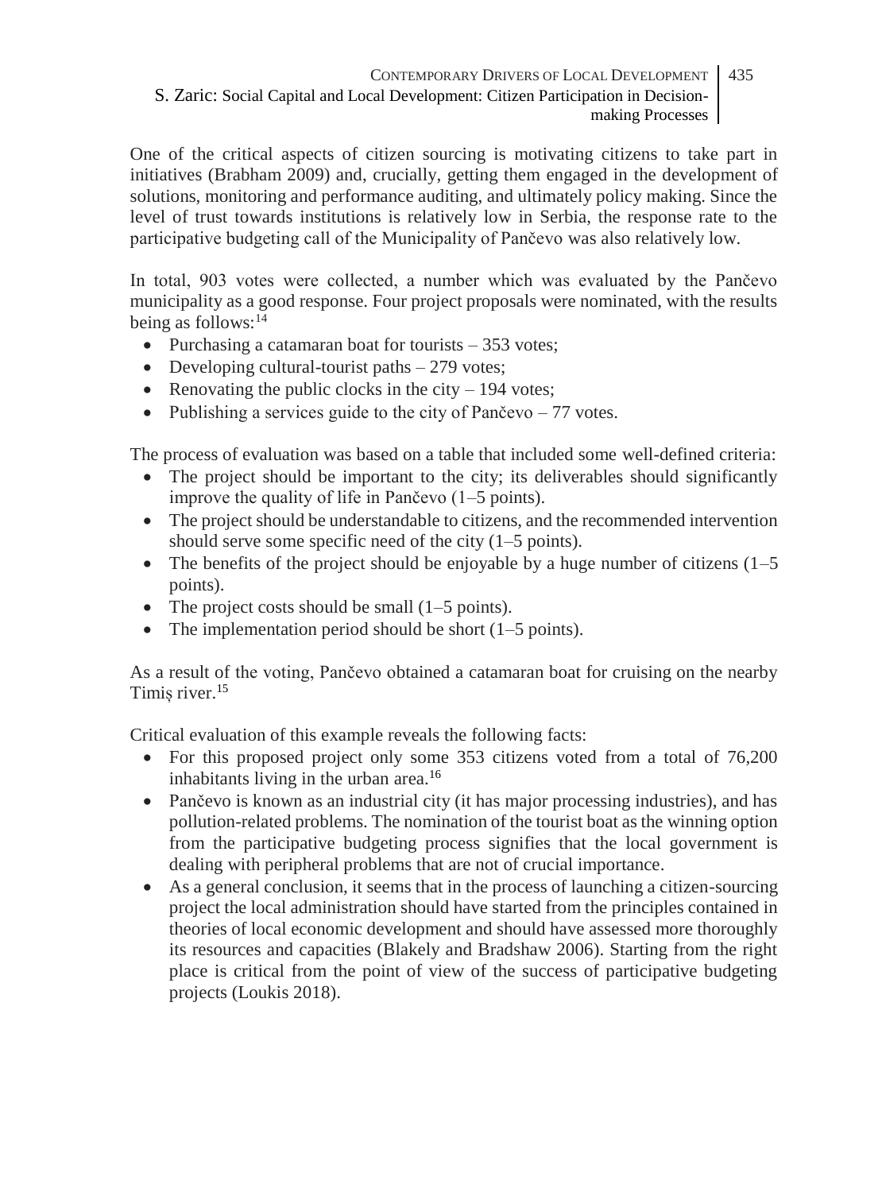One of the critical aspects of citizen sourcing is motivating citizens to take part in initiatives (Brabham 2009) and, crucially, getting them engaged in the development of solutions, monitoring and performance auditing, and ultimately policy making. Since the level of trust towards institutions is relatively low in Serbia, the response rate to the participative budgeting call of the Municipality of Pančevo was also relatively low.

In total, 903 votes were collected, a number which was evaluated by the Pančevo municipality as a good response. Four project proposals were nominated, with the results being as follows:[14]

- Purchasing a catamaran boat for tourists – 353 votes;
- Developing cultural-tourist paths – 279 votes;
- Renovating the public clocks in the city – 194 votes;
- Publishing a services guide to the city of Pančevo – 77 votes.

The process of evaluation was based on a table that included some well-defined criteria:

- The project should be important to the city; its deliverables should significantly improve the quality of life in Pančevo (1–5 points).
- The project should be understandable to citizens, and the recommended intervention should serve some specific need of the city (1–5 points).
- The benefits of the project should be enjoyable by a huge number of citizens (1–5 points).
- The project costs should be small (1–5 points).
- The implementation period should be short (1–5 points).

As a result of the voting, Pančevo obtained a catamaran boat for cruising on the nearby Timiș river.[15]

Critical evaluation of this example reveals the following facts:

- For this proposed project only some 353 citizens voted from a total of 76,200 inhabitants living in the urban area.[16]
- Pančevo is known as an industrial city (it has major processing industries), and has pollution-related problems. The nomination of the tourist boat as the winning option from the participative budgeting process signifies that the local government is dealing with peripheral problems that are not of crucial importance.
- As a general conclusion, it seems that in the process of launching a citizen-sourcing project the local administration should have started from the principles contained in theories of local economic development and should have assessed more thoroughly its resources and capacities (Blakely and Bradshaw 2006). Starting from the right place is critical from the point of view of the success of participative budgeting projects (Loukis 2018).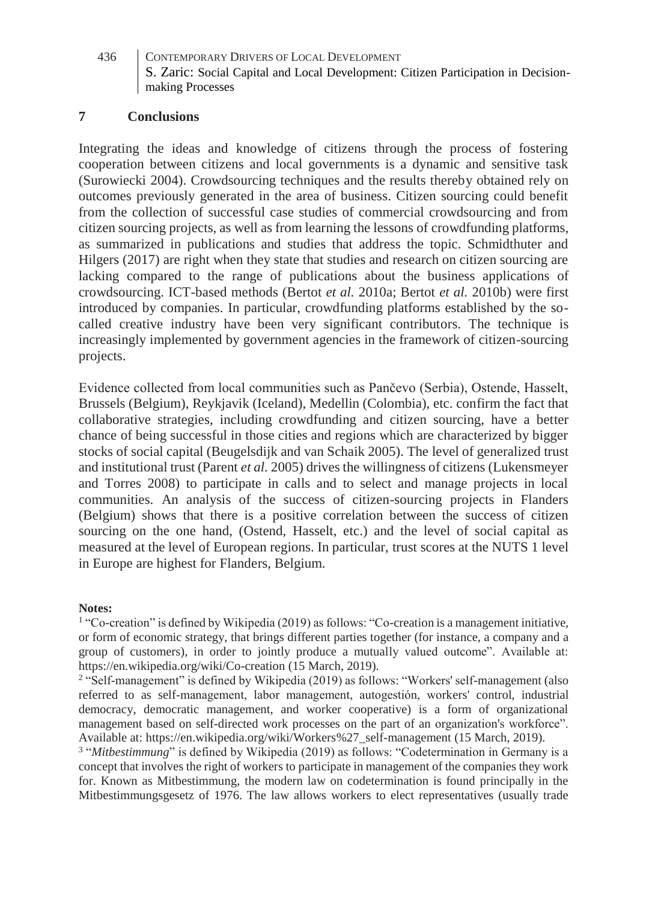## 7 Conclusions

Integrating the ideas and knowledge of citizens through the process of fostering cooperation between citizens and local governments is a dynamic and sensitive task (Surowiecki 2004). Crowdsourcing techniques and the results thereby obtained rely on outcomes previously generated in the area of business. Citizen sourcing could benefit from the collection of successful case studies of commercial crowdsourcing and from citizen sourcing projects, as well as from learning the lessons of crowdfunding platforms, as summarized in publications and studies that address the topic. Schmidthuter and Hilgers (2017) are right when they state that studies and research on citizen sourcing are lacking compared to the range of publications about the business applications of crowdsourcing. ICT-based methods (Bertot *et al.* 2010a; Bertot *et al.* 2010b) were first introduced by companies. In particular, crowdfunding platforms established by the so-called creative industry have been very significant contributors. The technique is increasingly implemented by government agencies in the framework of citizen-sourcing projects.

Evidence collected from local communities such as Pančevo (Serbia), Ostende, Hasselt, Brussels (Belgium), Reykjavik (Iceland), Medellin (Colombia), etc. confirm the fact that collaborative strategies, including crowdfunding and citizen sourcing, have a better chance of being successful in those cities and regions which are characterized by bigger stocks of social capital (Beugelsdijk and van Schaik 2005). The level of generalized trust and institutional trust (Parent *et al.* 2005) drives the willingness of citizens (Lukensmeyer and Torres 2008) to participate in calls and to select and manage projects in local communities. An analysis of the success of citizen-sourcing projects in Flanders (Belgium) shows that there is a positive correlation between the success of citizen sourcing on the one hand, (Ostend, Hasselt, etc.) and the level of social capital as measured at the level of European regions. In particular, trust scores at the NUTS 1 level in Europe are highest for Flanders, Belgium.

**Notes:**

[1] "Co-creation" is defined by Wikipedia (2019) as follows: "Co-creation is a management initiative, or form of economic strategy, that brings different parties together (for instance, a company and a group of customers), in order to jointly produce a mutually valued outcome". Available at: https://en.wikipedia.org/wiki/Co-creation (15 March, 2019).

[2] "Self-management" is defined by Wikipedia (2019) as follows: "Workers' self-management (also referred to as self-management, labor management, autogestión, workers' control, industrial democracy, democratic management, and worker cooperative) is a form of organizational management based on self-directed work processes on the part of an organization's workforce". Available at: https://en.wikipedia.org/wiki/Workers%27_self-management (15 March, 2019).

[3] "*Mitbestimmung*" is defined by Wikipedia (2019) as follows: "Codetermination in Germany is a concept that involves the right of workers to participate in management of the companies they work for. Known as Mitbestimmung, the modern law on codetermination is found principally in the Mitbestimmungsgesetz of 1976. The law allows workers to elect representatives (usually trade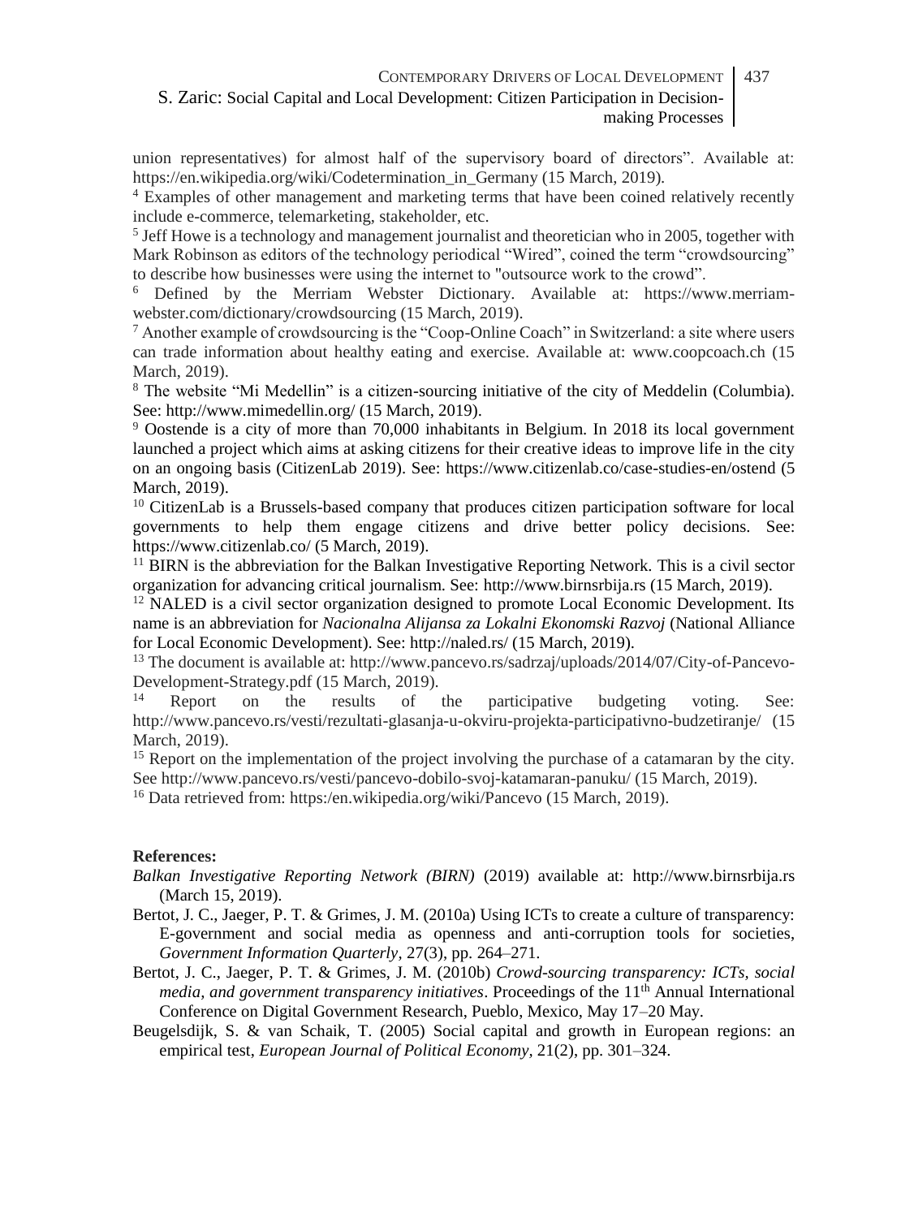union representatives) for almost half of the supervisory board of directors". Available at: https://en.wikipedia.org/wiki/Codetermination_in_Germany (15 March, 2019).

[4] Examples of other management and marketing terms that have been coined relatively recently include e-commerce, telemarketing, stakeholder, etc.

[5] Jeff Howe is a technology and management journalist and theoretician who in 2005, together with Mark Robinson as editors of the technology periodical "Wired", coined the term "crowdsourcing" to describe how businesses were using the internet to "outsource work to the crowd".

[6] Defined by the Merriam Webster Dictionary. Available at: https://www.merriam-webster.com/dictionary/crowdsourcing (15 March, 2019).

[7] Another example of crowdsourcing is the "Coop-Online Coach" in Switzerland: a site where users can trade information about healthy eating and exercise. Available at: www.coopcoach.ch (15 March, 2019).

[8] The website "Mi Medellin" is a citizen-sourcing initiative of the city of Meddelin (Columbia). See: http://www.mimedellin.org/ (15 March, 2019).

[9] Oostende is a city of more than 70,000 inhabitants in Belgium. In 2018 its local government launched a project which aims at asking citizens for their creative ideas to improve life in the city on an ongoing basis (CitizenLab 2019). See: https://www.citizenlab.co/case-studies-en/ostend (5 March, 2019).

[10] CitizenLab is a Brussels-based company that produces citizen participation software for local governments to help them engage citizens and drive better policy decisions. See: https://www.citizenlab.co/ (5 March, 2019).

[11] BIRN is the abbreviation for the Balkan Investigative Reporting Network. This is a civil sector organization for advancing critical journalism. See: http://www.birnsrbija.rs (15 March, 2019).

[12] NALED is a civil sector organization designed to promote Local Economic Development. Its name is an abbreviation for *Nacionalna Alijansa za Lokalni Ekonomski Razvoj* (National Alliance for Local Economic Development). See: http://naled.rs/ (15 March, 2019).

[13] The document is available at: http://www.pancevo.rs/sadrzaj/uploads/2014/07/City-of-Pancevo-Development-Strategy.pdf (15 March, 2019).

[14] Report on the results of the participative budgeting voting. See: http://www.pancevo.rs/vesti/rezultati-glasanja-u-okviru-projekta-participativno-budzetiranje/ (15 March, 2019).

[15] Report on the implementation of the project involving the purchase of a catamaran by the city. See http://www.pancevo.rs/vesti/pancevo-dobilo-svoj-katamaran-panuku/ (15 March, 2019).

[16] Data retrieved from: https:/en.wikipedia.org/wiki/Pancevo (15 March, 2019).

**References:**

*Balkan Investigative Reporting Network (BIRN)* (2019) available at: http://www.birnsrbija.rs (March 15, 2019).

Bertot, J. C., Jaeger, P. T. & Grimes, J. M. (2010a) Using ICTs to create a culture of transparency: E-government and social media as openness and anti-corruption tools for societies, *Government Information Quarterly*, 27(3), pp. 264–271.

Bertot, J. C., Jaeger, P. T. & Grimes, J. M. (2010b) *Crowd-sourcing transparency: ICTs, social media, and government transparency initiatives*. Proceedings of the 11th Annual International Conference on Digital Government Research, Pueblo, Mexico, May 17–20 May.

Beugelsdijk, S. & van Schaik, T. (2005) Social capital and growth in European regions: an empirical test, *European Journal of Political Economy*, 21(2), pp. 301–324.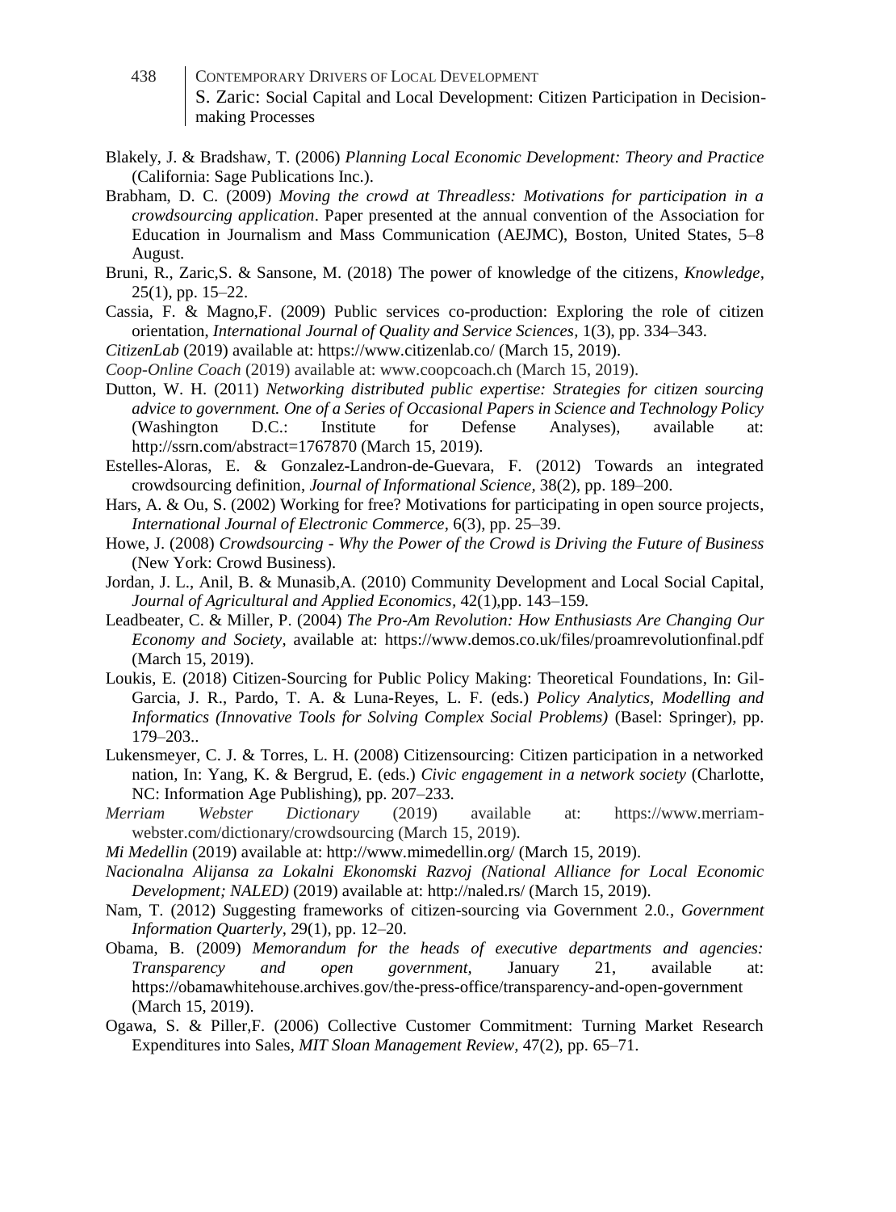Blakely, J. & Bradshaw, T. (2006) *Planning Local Economic Development: Theory and Practice* (California: Sage Publications Inc.).

Brabham, D. C. (2009) *Moving the crowd at Threadless: Motivations for participation in a crowdsourcing application*. Paper presented at the annual convention of the Association for Education in Journalism and Mass Communication (AEJMC), Boston, United States, 5–8 August.

Bruni, R., Zaric,S. & Sansone, M. (2018) The power of knowledge of the citizens, *Knowledge,* 25(1), pp. 15–22.

Cassia, F. & Magno,F. (2009) Public services co-production: Exploring the role of citizen orientation, *International Journal of Quality and Service Sciences*, 1(3), pp. 334–343.

*CitizenLab* (2019) available at: https://www.citizenlab.co/ (March 15, 2019).

*Coop-Online Coach* (2019) available at: www.coopcoach.ch (March 15, 2019).

Dutton, W. H. (2011) *Networking distributed public expertise: Strategies for citizen sourcing advice to government. One of a Series of Occasional Papers in Science and Technology Policy* (Washington D.C.: Institute for Defense Analyses), available at: http://ssrn.com/abstract=1767870 (March 15, 2019).

Estelles-Aloras, E. & Gonzalez-Landron-de-Guevara, F. (2012) Towards an integrated crowdsourcing definition, *Journal of Informational Science,* 38(2), pp. 189–200.

Hars, A. & Ou, S. (2002) Working for free? Motivations for participating in open source projects, *International Journal of Electronic Commerce*, 6(3), pp. 25–39.

Howe, J. (2008) *Crowdsourcing - Why the Power of the Crowd is Driving the Future of Business* (New York: Crowd Business).

Jordan, J. L., Anil, B. & Munasib,A. (2010) Community Development and Local Social Capital, *Journal of Agricultural and Applied Economics,* 42(1),pp. 143–159.

Leadbeater, C. & Miller, P. (2004) *The Pro-Am Revolution: How Enthusiasts Are Changing Our Economy and Society,* available at: https://www.demos.co.uk/files/proamrevolutionfinal.pdf (March 15, 2019).

Loukis, E. (2018) Citizen-Sourcing for Public Policy Making: Theoretical Foundations, In: Gil-Garcia, J. R., Pardo, T. A. & Luna-Reyes, L. F. (eds.) *Policy Analytics, Modelling and Informatics (Innovative Tools for Solving Complex Social Problems)* (Basel: Springer), pp. 179–203..

Lukensmeyer, C. J. & Torres, L. H. (2008) Citizensourcing: Citizen participation in a networked nation, In: Yang, K. & Bergrud, E. (eds.) *Civic engagement in a network society* (Charlotte, NC: Information Age Publishing), pp. 207–233.

*Merriam Webster Dictionary* (2019) available at: https://www.merriam-webster.com/dictionary/crowdsourcing (March 15, 2019).

*Mi Medellin* (2019) available at: http://www.mimedellin.org/ (March 15, 2019).

*Nacionalna Alijansa za Lokalni Ekonomski Razvoj (National Alliance for Local Economic Development; NALED)* (2019) available at: http://naled.rs/ (March 15, 2019).

Nam, T. (2012) Suggesting frameworks of citizen-sourcing via Government 2.0., *Government Information Quarterly*, 29(1), pp. 12–20.

Obama, B. (2009) *Memorandum for the heads of executive departments and agencies: Transparency and open government,* January 21, available at: https://obamawhitehouse.archives.gov/the-press-office/transparency-and-open-government (March 15, 2019).

Ogawa, S. & Piller,F. (2006) Collective Customer Commitment: Turning Market Research Expenditures into Sales, *MIT Sloan Management Review,* 47(2), pp. 65–71.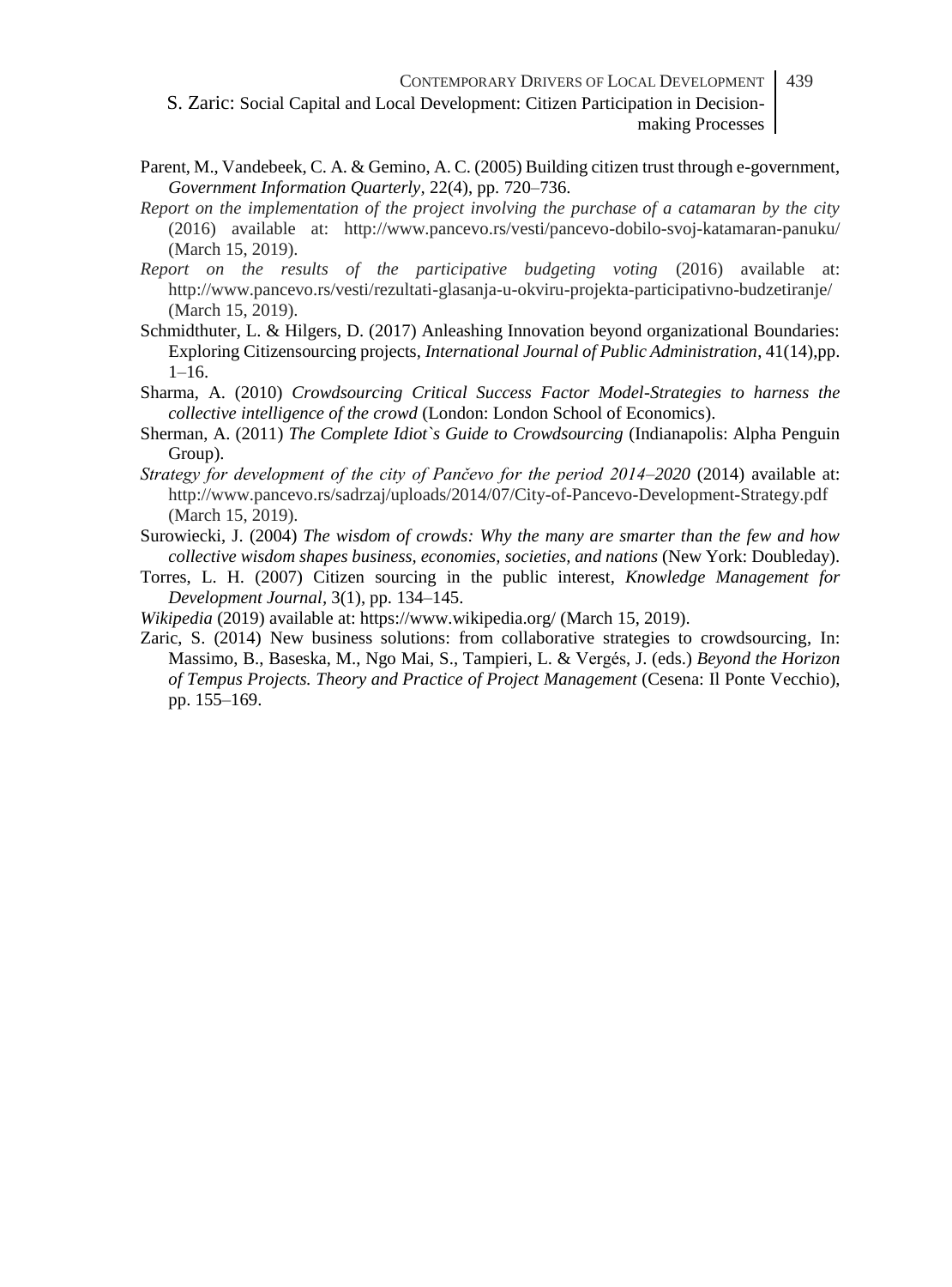Parent, M., Vandebeek, C. A. & Gemino, A. C. (2005) Building citizen trust through e-government, *Government Information Quarterly*, 22(4), pp. 720–736.

*Report on the implementation of the project involving the purchase of a catamaran by the city* (2016) available at: http://www.pancevo.rs/vesti/pancevo-dobilo-svoj-katamaran-panuku/ (March 15, 2019).

*Report on the results of the participative budgeting voting* (2016) available at: http://www.pancevo.rs/vesti/rezultati-glasanja-u-okviru-projekta-participativno-budzetiranje/ (March 15, 2019).

Schmidthuter, L. & Hilgers, D. (2017) Anleashing Innovation beyond organizational Boundaries: Exploring Citizensourcing projects, *International Journal of Public Administration*, 41(14),pp. 1–16.

Sharma, A. (2010) *Crowdsourcing Critical Success Factor Model-Strategies to harness the collective intelligence of the crowd* (London: London School of Economics).

Sherman, A. (2011) *The Complete Idiot`s Guide to Crowdsourcing* (Indianapolis: Alpha Penguin Group).

*Strategy for development of the city of Pančevo for the period 2014–2020* (2014) available at: http://www.pancevo.rs/sadrzaj/uploads/2014/07/City-of-Pancevo-Development-Strategy.pdf (March 15, 2019).

Surowiecki, J. (2004) *The wisdom of crowds: Why the many are smarter than the few and how collective wisdom shapes business, economies, societies, and nations* (New York: Doubleday).

Torres, L. H. (2007) Citizen sourcing in the public interest, *Knowledge Management for Development Journal*, 3(1), pp. 134–145.

*Wikipedia* (2019) available at: https://www.wikipedia.org/ (March 15, 2019).

Zaric, S. (2014) New business solutions: from collaborative strategies to crowdsourcing, In: Massimo, B., Baseska, M., Ngo Mai, S., Tampieri, L. & Vergés, J. (eds.) *Beyond the Horizon of Tempus Projects. Theory and Practice of Project Management* (Cesena: Il Ponte Vecchio), pp. 155–169.